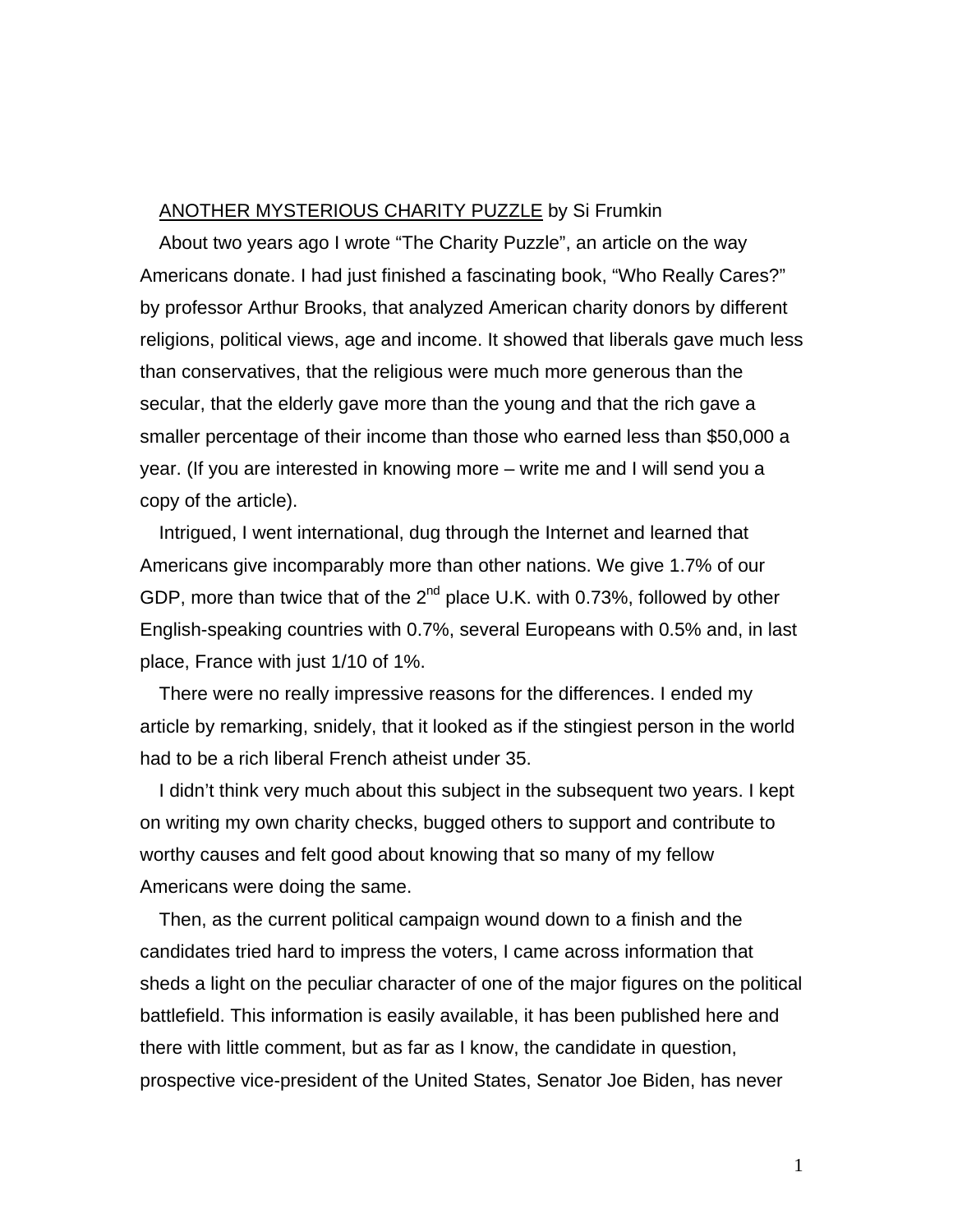ANOTHER MYSTERIOUS CHARITY PUZZLE by Si Frumkin

About two years ago I wrote "The Charity Puzzle", an article on the way Americans donate. I had just finished a fascinating book, "Who Really Cares?" by professor Arthur Brooks, that analyzed American charity donors by different religions, political views, age and income. It showed that liberals gave much less than conservatives, that the religious were much more generous than the secular, that the elderly gave more than the young and that the rich gave a smaller percentage of their income than those who earned less than $50,000 a year. (If you are interested in knowing more – write me and I will send you a copy of the article).

Intrigued, I went international, dug through the Internet and learned that Americans give incomparably more than other nations. We give 1.7% of our GDP, more than twice that of the 2nd place U.K. with 0.73%, followed by other English-speaking countries with 0.7%, several Europeans with 0.5% and, in last place, France with just 1/10 of 1%.

There were no really impressive reasons for the differences. I ended my article by remarking, snidely, that it looked as if the stingiest person in the world had to be a rich liberal French atheist under 35.

I didn't think very much about this subject in the subsequent two years. I kept on writing my own charity checks, bugged others to support and contribute to worthy causes and felt good about knowing that so many of my fellow Americans were doing the same.

Then, as the current political campaign wound down to a finish and the candidates tried hard to impress the voters, I came across information that sheds a light on the peculiar character of one of the major figures on the political battlefield. This information is easily available, it has been published here and there with little comment, but as far as I know, the candidate in question, prospective vice-president of the United States, Senator Joe Biden, has never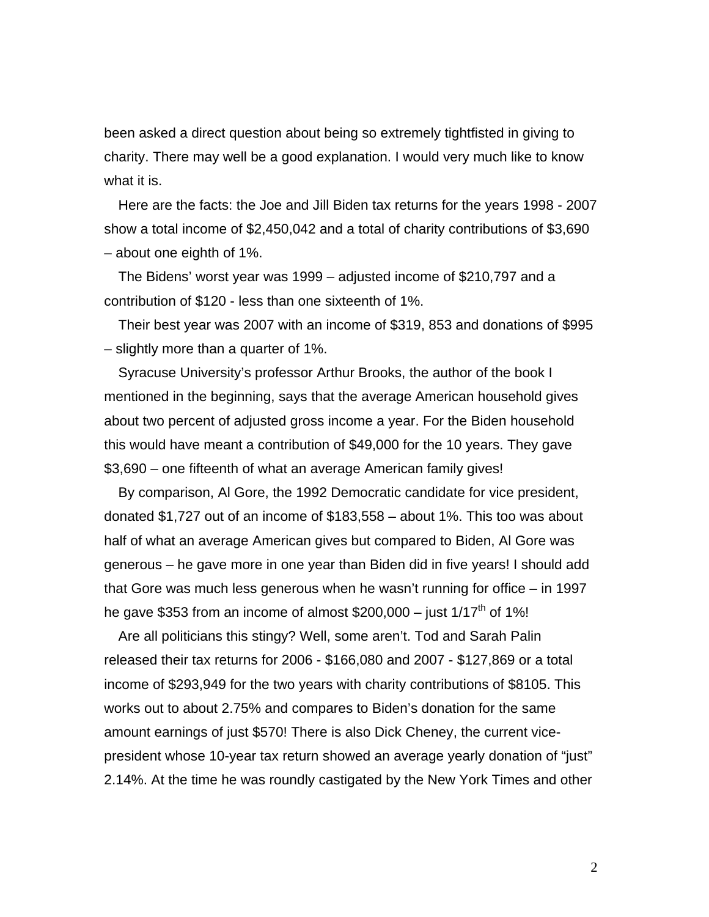been asked a direct question about being so extremely tightfisted in giving to charity. There may well be a good explanation. I would very much like to know what it is.

Here are the facts: the Joe and Jill Biden tax returns for the years 1998 - 2007 show a total income of $2,450,042 and a total of charity contributions of $3,690 – about one eighth of 1%.

The Bidens' worst year was 1999 – adjusted income of $210,797 and a contribution of $120 - less than one sixteenth of 1%.

Their best year was 2007 with an income of $319, 853 and donations of $995 – slightly more than a quarter of 1%.

Syracuse University's professor Arthur Brooks, the author of the book I mentioned in the beginning, says that the average American household gives about two percent of adjusted gross income a year. For the Biden household this would have meant a contribution of $49,000 for the 10 years. They gave $3,690 – one fifteenth of what an average American family gives!

By comparison, Al Gore, the 1992 Democratic candidate for vice president, donated $1,727 out of an income of $183,558 – about 1%. This too was about half of what an average American gives but compared to Biden, Al Gore was generous – he gave more in one year than Biden did in five years! I should add that Gore was much less generous when he wasn't running for office – in 1997 he gave $353 from an income of almost $200,000 – just 1/17th of 1%!

Are all politicians this stingy? Well, some aren't. Tod and Sarah Palin released their tax returns for 2006 - $166,080 and 2007 - $127,869 or a total income of $293,949 for the two years with charity contributions of $8105. This works out to about 2.75% and compares to Biden's donation for the same amount earnings of just $570! There is also Dick Cheney, the current vice-president whose 10-year tax return showed an average yearly donation of "just" 2.14%. At the time he was roundly castigated by the New York Times and other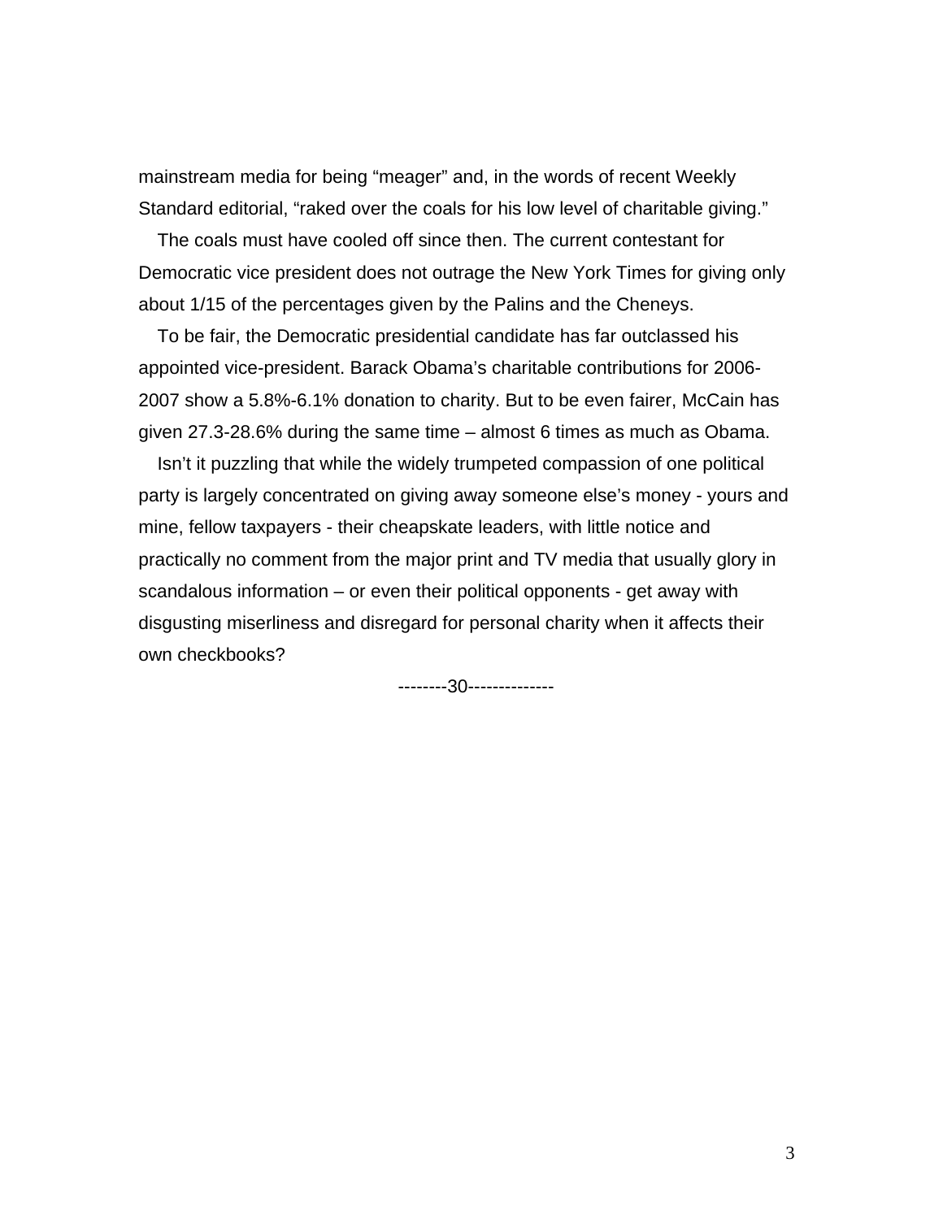mainstream media for being “meager” and, in the words of recent Weekly Standard editorial, “raked over the coals for his low level of charitable giving.”

The coals must have cooled off since then. The current contestant for Democratic vice president does not outrage the New York Times for giving only about 1/15 of the percentages given by the Palins and the Cheneys.

To be fair, the Democratic presidential candidate has far outclassed his appointed vice-president. Barack Obama’s charitable contributions for 2006-2007 show a 5.8%-6.1% donation to charity. But to be even fairer, McCain has given 27.3-28.6% during the same time – almost 6 times as much as Obama.

Isn’t it puzzling that while the widely trumpeted compassion of one political party is largely concentrated on giving away someone else’s money - yours and mine, fellow taxpayers - their cheapskate leaders, with little notice and practically no comment from the major print and TV media that usually glory in scandalous information – or even their political opponents - get away with disgusting miserliness and disregard for personal charity when it affects their own checkbooks?

--------30--------------